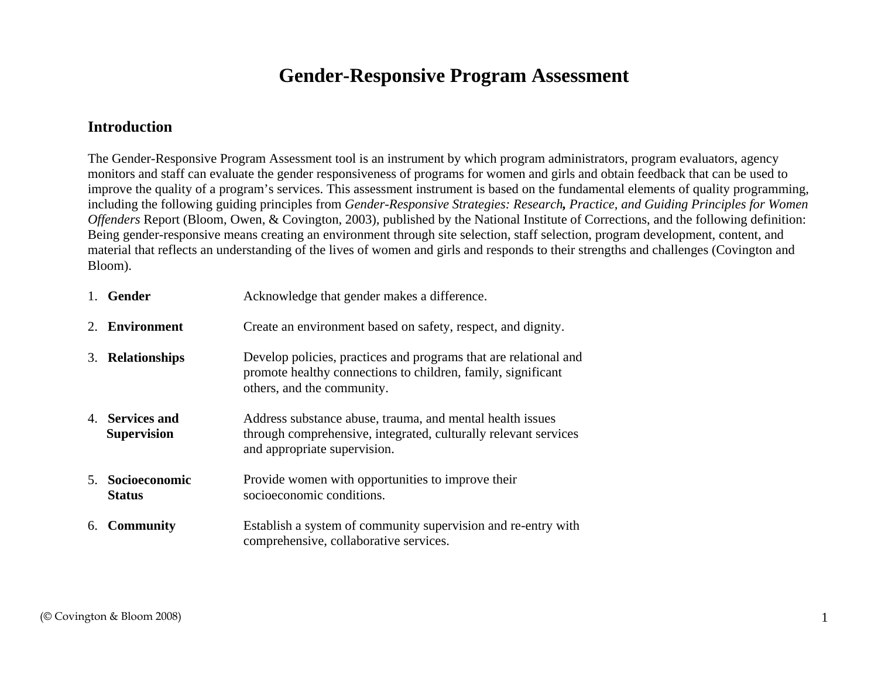# Gender-Responsive Program Assessment

## Introduction

The Gender-Responsive Program Assessment tool is an instrument by which program administrators, program evaluators, agency monitors and staff can evaluate the gender responsiveness of programs for women and girls and obtain feedback that can be used to improve the quality of a program's services. This assessment instrument is based on the fundamental elements of quality programming, including the following guiding principles from *Gender-Responsive Strategies: Research, Practice, and Guiding Principles for Women Offenders* Report (Bloom, Owen, & Covington, 2003), published by the National Institute of Corrections, and the following definition: Being gender-responsive means creating an environment through site selection, staff selection, program development, content, and material that reflects an understanding of the lives of women and girls and responds to their strengths and challenges (Covington and Bloom).

1. **Gender** — Acknowledge that gender makes a difference.

2. **Environment** — Create an environment based on safety, respect, and dignity.

3. **Relationships** — Develop policies, practices and programs that are relational and promote healthy connections to children, family, significant others, and the community.

4. **Services and Supervision** — Address substance abuse, trauma, and mental health issues through comprehensive, integrated, culturally relevant services and appropriate supervision.

5. **Socioeconomic Status** — Provide women with opportunities to improve their socioeconomic conditions.

6. **Community** — Establish a system of community supervision and re-entry with comprehensive, collaborative services.

(© Covington & Bloom 2008)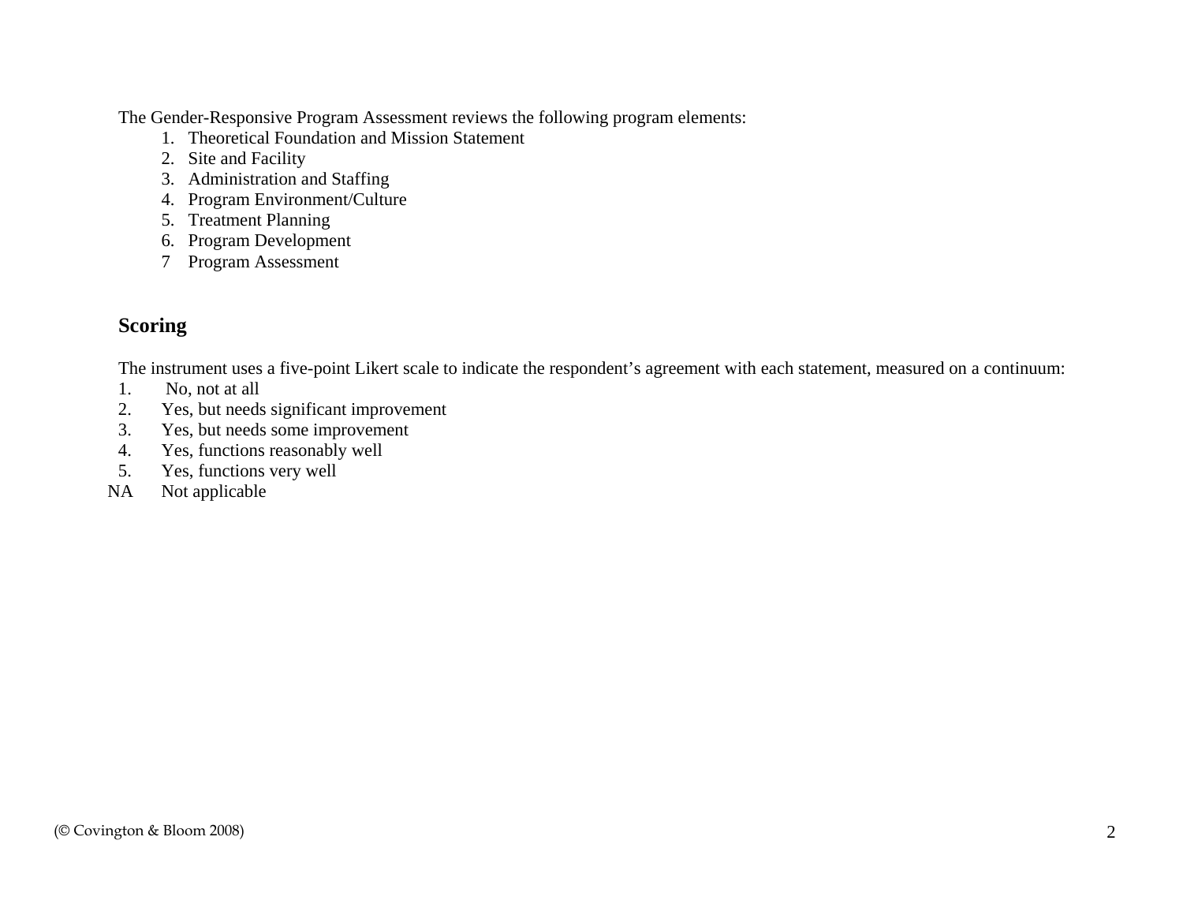The Gender-Responsive Program Assessment reviews the following program elements:

1. Theoretical Foundation and Mission Statement
2. Site and Facility
3. Administration and Staffing
4. Program Environment/Culture
5. Treatment Planning
6. Program Development
7. Program Assessment

## Scoring

The instrument uses a five-point Likert scale to indicate the respondent's agreement with each statement, measured on a continuum:

1. No, not at all
2. Yes, but needs significant improvement
3. Yes, but needs some improvement
4. Yes, functions reasonably well
5. Yes, functions very well

NA Not applicable

(© Covington & Bloom 2008)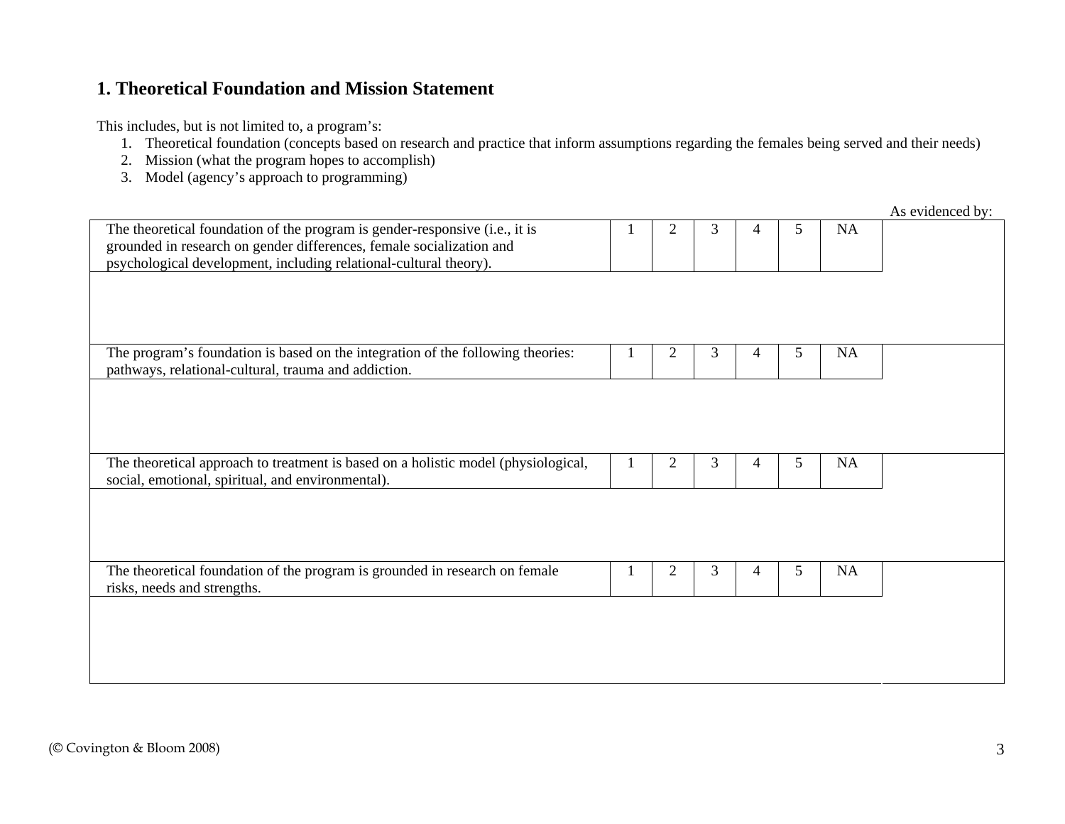## 1. Theoretical Foundation and Mission Statement

This includes, but is not limited to, a program's:

1. Theoretical foundation (concepts based on research and practice that inform assumptions regarding the females being served and their needs)
2. Mission (what the program hopes to accomplish)
3. Model (agency's approach to programming)

| | | | | | | | As evidenced by: |
|---|---|---|---|---|---|---|---|
| The theoretical foundation of the program is gender-responsive (i.e., it is grounded in research on gender differences, female socialization and psychological development, including relational-cultural theory). | 1 | 2 | 3 | 4 | 5 | NA | |
| | | | | | | | |
| The program's foundation is based on the integration of the following theories: pathways, relational-cultural, trauma and addiction. | 1 | 2 | 3 | 4 | 5 | NA | |
| | | | | | | | |
| The theoretical approach to treatment is based on a holistic model (physiological, social, emotional, spiritual, and environmental). | 1 | 2 | 3 | 4 | 5 | NA | |
| | | | | | | | |
| The theoretical foundation of the program is grounded in research on female risks, needs and strengths. | 1 | 2 | 3 | 4 | 5 | NA | |
| | | | | | | | |

(© Covington & Bloom 2008)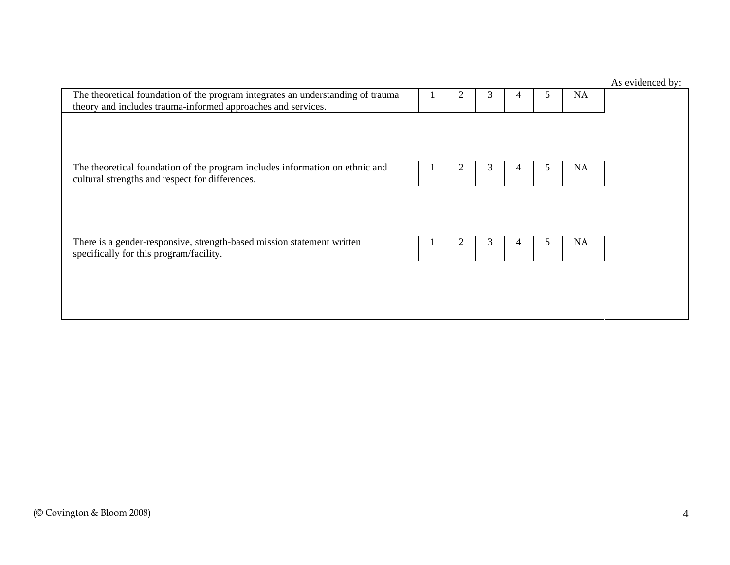| | | | | | | | As evidenced by: |
|---|---|---|---|---|---|---|---|
| The theoretical foundation of the program integrates an understanding of trauma theory and includes trauma-informed approaches and services. | 1 | 2 | 3 | 4 | 5 | NA | |
| | | | | | | | |
| The theoretical foundation of the program includes information on ethnic and cultural strengths and respect for differences. | 1 | 2 | 3 | 4 | 5 | NA | |
| | | | | | | | |
| There is a gender-responsive, strength-based mission statement written specifically for this program/facility. | 1 | 2 | 3 | 4 | 5 | NA | |
| | | | | | | | |

(© Covington & Bloom 2008)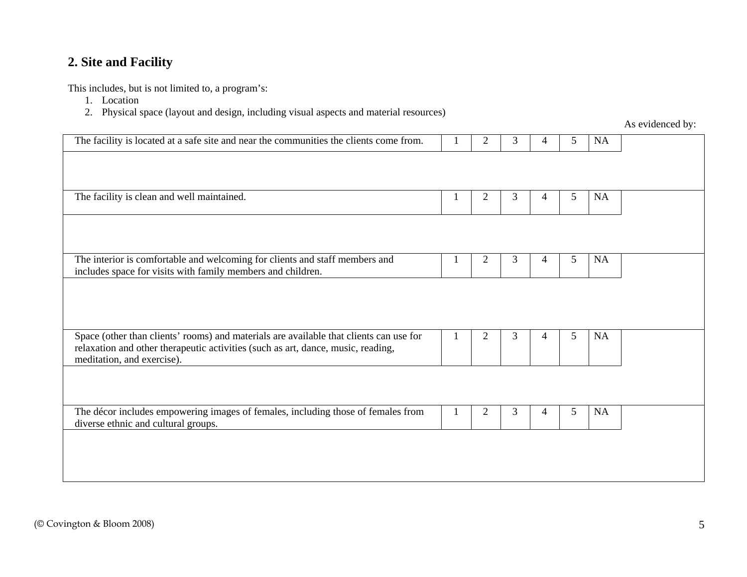## 2. Site and Facility

This includes, but is not limited to, a program's:

1. Location
2. Physical space (layout and design, including visual aspects and material resources)

| | | | | | | | As evidenced by: |
|---|---|---|---|---|---|---|---|
| The facility is located at a safe site and near the communities the clients come from. | 1 | 2 | 3 | 4 | 5 | NA | |
| | | | | | | | |
| The facility is clean and well maintained. | 1 | 2 | 3 | 4 | 5 | NA | |
| | | | | | | | |
| The interior is comfortable and welcoming for clients and staff members and includes space for visits with family members and children. | 1 | 2 | 3 | 4 | 5 | NA | |
| | | | | | | | |
| Space (other than clients' rooms) and materials are available that clients can use for relaxation and other therapeutic activities (such as art, dance, music, reading, meditation, and exercise). | 1 | 2 | 3 | 4 | 5 | NA | |
| | | | | | | | |
| The décor includes empowering images of females, including those of females from diverse ethnic and cultural groups. | 1 | 2 | 3 | 4 | 5 | NA | |
| | | | | | | | |

(© Covington & Bloom 2008)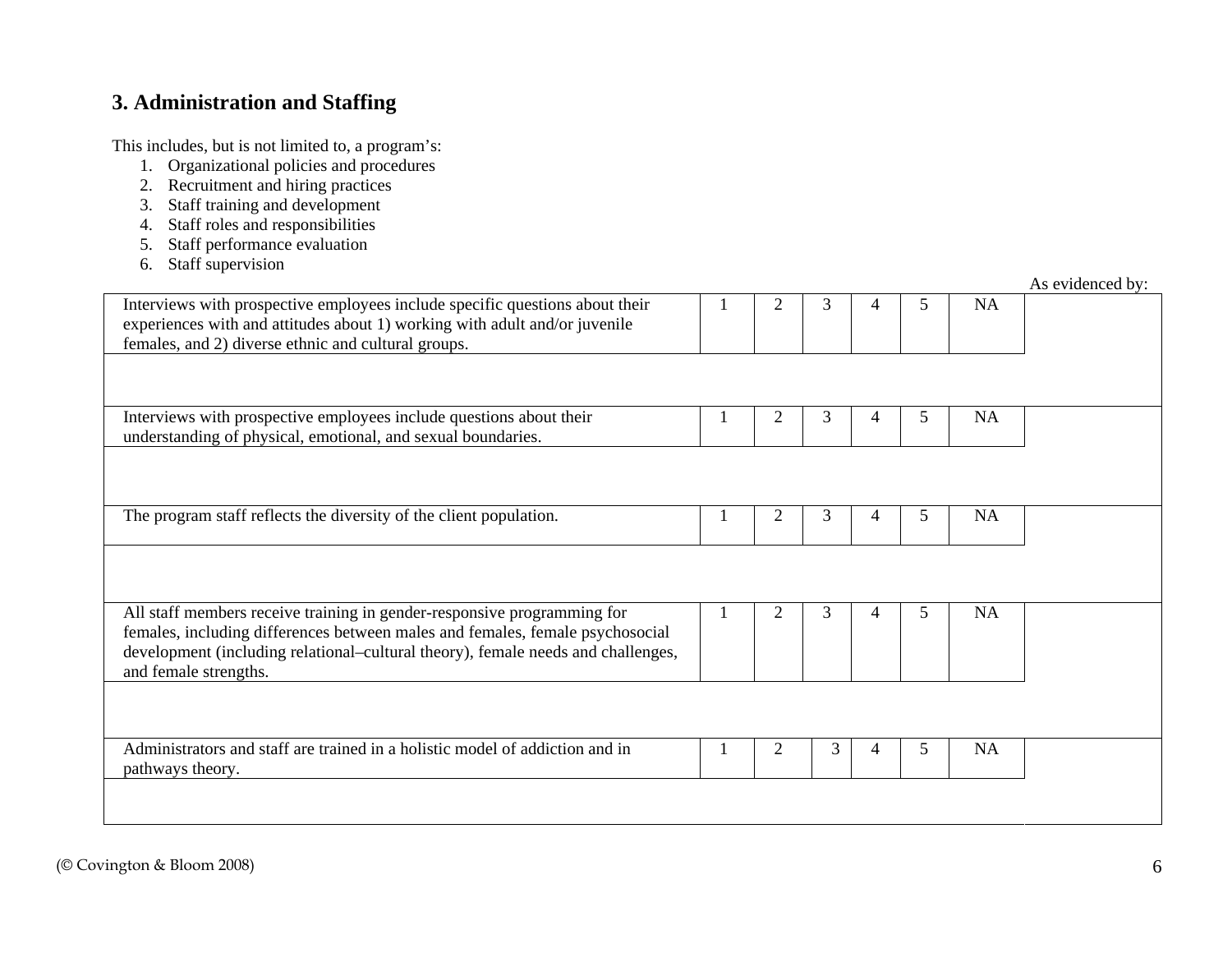## 3. Administration and Staffing

This includes, but is not limited to, a program's:

1. Organizational policies and procedures
2. Recruitment and hiring practices
3. Staff training and development
4. Staff roles and responsibilities
5. Staff performance evaluation
6. Staff supervision

| | | | | | | | As evidenced by: |
|---|---|---|---|---|---|---|---|
| Interviews with prospective employees include specific questions about their experiences with and attitudes about 1) working with adult and/or juvenile females, and 2) diverse ethnic and cultural groups. | 1 | 2 | 3 | 4 | 5 | NA | |
| Interviews with prospective employees include questions about their understanding of physical, emotional, and sexual boundaries. | 1 | 2 | 3 | 4 | 5 | NA | |
| The program staff reflects the diversity of the client population. | 1 | 2 | 3 | 4 | 5 | NA | |
| All staff members receive training in gender-responsive programming for females, including differences between males and females, female psychosocial development (including relational–cultural theory), female needs and challenges, and female strengths. | 1 | 2 | 3 | 4 | 5 | NA | |
| Administrators and staff are trained in a holistic model of addiction and in pathways theory. | 1 | 2 | 3 | 4 | 5 | NA | |

(© Covington & Bloom 2008)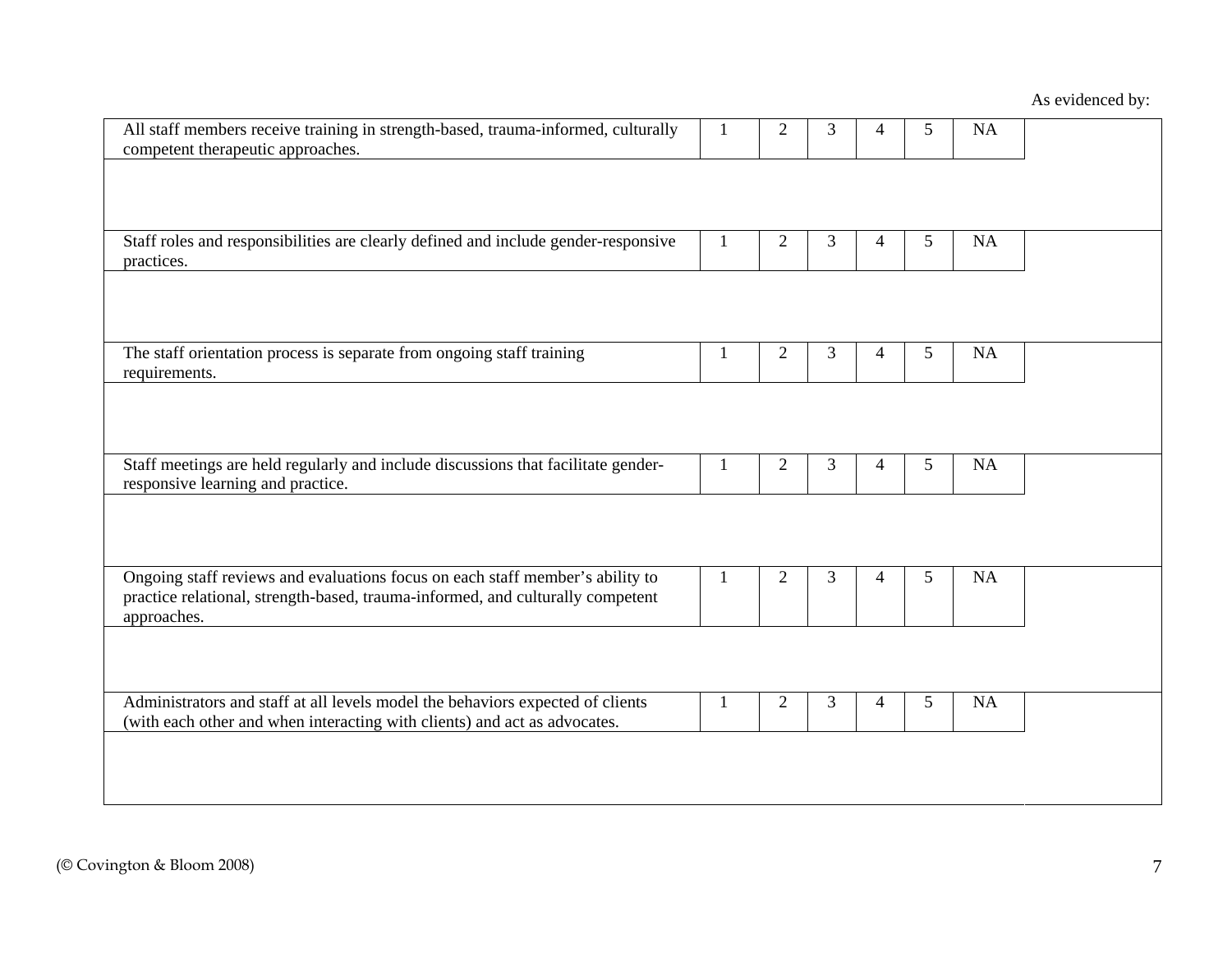| | | | | | | | As evidenced by: |
|---|---|---|---|---|---|---|---|
| All staff members receive training in strength-based, trauma-informed, culturally competent therapeutic approaches. | 1 | 2 | 3 | 4 | 5 | NA | |
| Staff roles and responsibilities are clearly defined and include gender-responsive practices. | 1 | 2 | 3 | 4 | 5 | NA | |
| The staff orientation process is separate from ongoing staff training requirements. | 1 | 2 | 3 | 4 | 5 | NA | |
| Staff meetings are held regularly and include discussions that facilitate gender-responsive learning and practice. | 1 | 2 | 3 | 4 | 5 | NA | |
| Ongoing staff reviews and evaluations focus on each staff member's ability to practice relational, strength-based, trauma-informed, and culturally competent approaches. | 1 | 2 | 3 | 4 | 5 | NA | |
| Administrators and staff at all levels model the behaviors expected of clients (with each other and when interacting with clients) and act as advocates. | 1 | 2 | 3 | 4 | 5 | NA | |

(© Covington & Bloom 2008)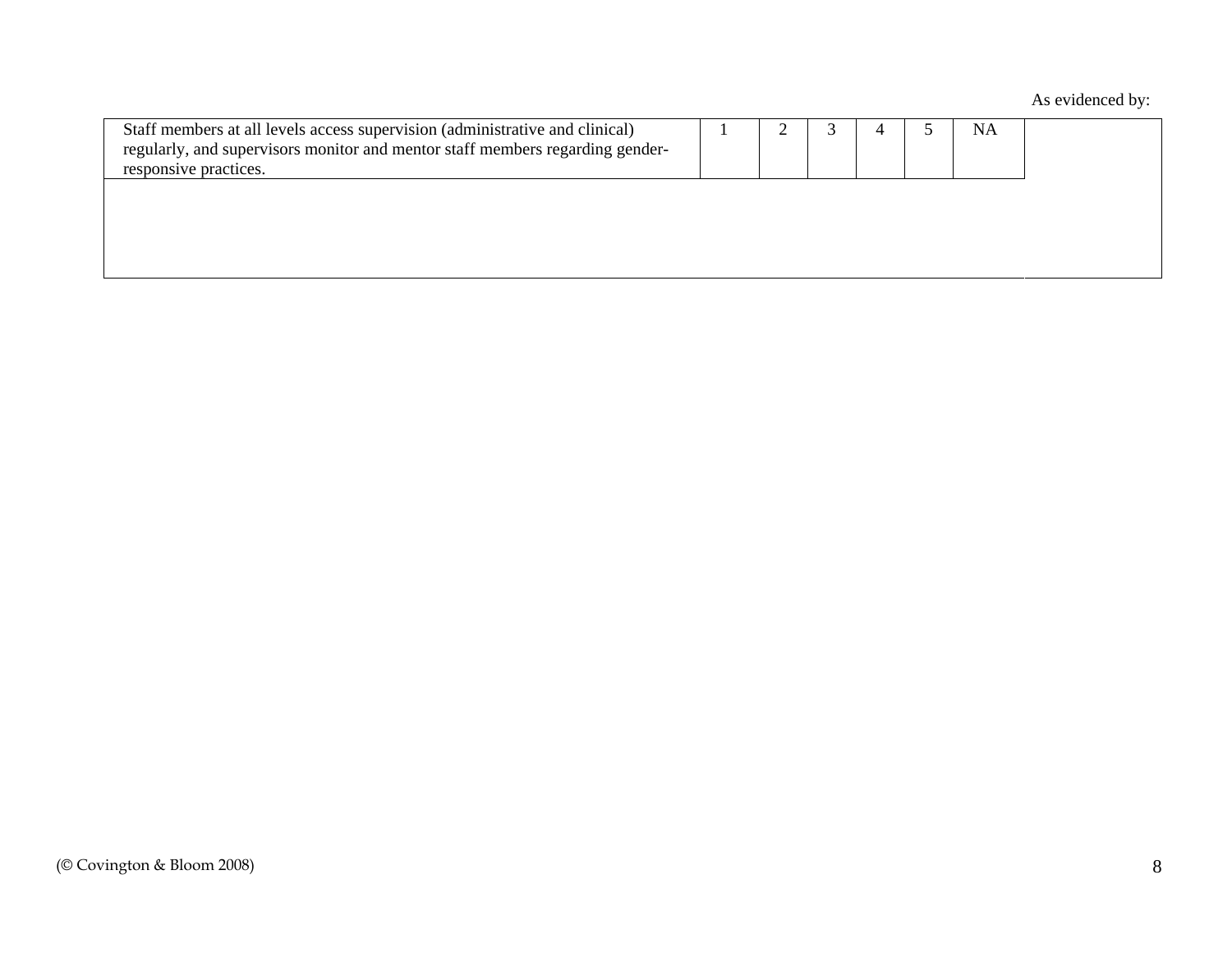As evidenced by:

| Item | 1 | 2 | 3 | 4 | 5 | NA | |
|---|---|---|---|---|---|---|---|
| Staff members at all levels access supervision (administrative and clinical) regularly, and supervisors monitor and mentor staff members regarding gender-responsive practices. | 1 | 2 | 3 | 4 | 5 | NA | |
| | | | | | | | |

(© Covington & Bloom 2008)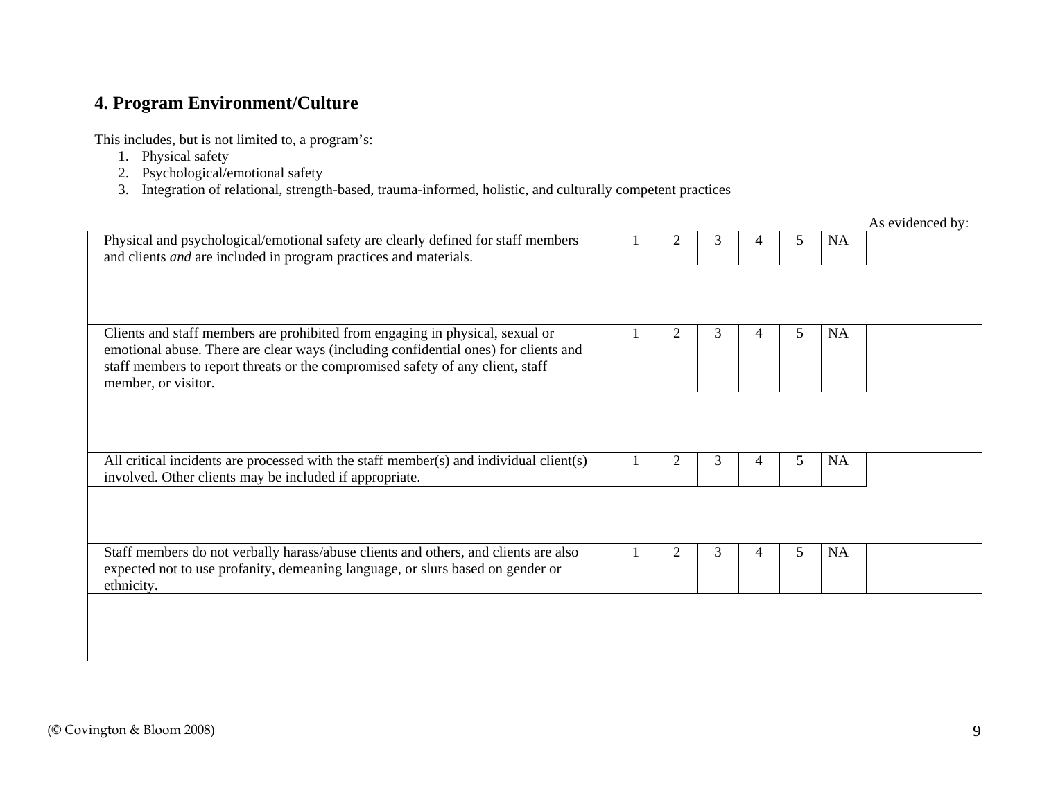## 4. Program Environment/Culture

This includes, but is not limited to, a program's:

1. Physical safety
2. Psychological/emotional safety
3. Integration of relational, strength-based, trauma-informed, holistic, and culturally competent practices

| | | | | | | | As evidenced by: |
|---|---|---|---|---|---|---|---|
| Physical and psychological/emotional safety are clearly defined for staff members and clients *and* are included in program practices and materials. | 1 | 2 | 3 | 4 | 5 | NA | |
| | | | | | | | |
| Clients and staff members are prohibited from engaging in physical, sexual or emotional abuse. There are clear ways (including confidential ones) for clients and staff members to report threats or the compromised safety of any client, staff member, or visitor. | 1 | 2 | 3 | 4 | 5 | NA | |
| | | | | | | | |
| All critical incidents are processed with the staff member(s) and individual client(s) involved. Other clients may be included if appropriate. | 1 | 2 | 3 | 4 | 5 | NA | |
| | | | | | | | |
| Staff members do not verbally harass/abuse clients and others, and clients are also expected not to use profanity, demeaning language, or slurs based on gender or ethnicity. | 1 | 2 | 3 | 4 | 5 | NA | |
| | | | | | | | |

(© Covington & Bloom 2008)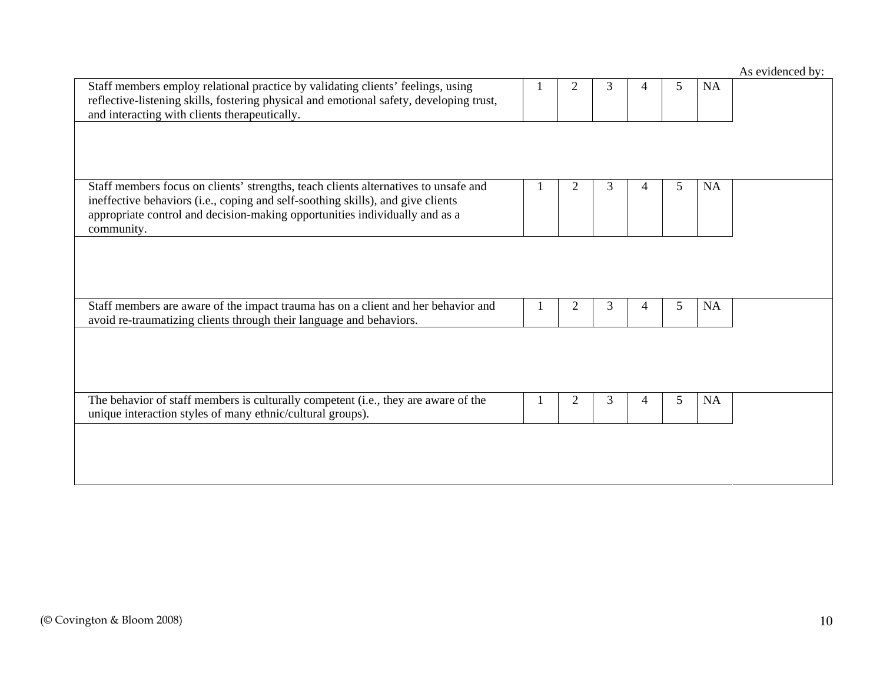| | | | | | | | As evidenced by: |
|---|---|---|---|---|---|---|---|
| Staff members employ relational practice by validating clients' feelings, using reflective-listening skills, fostering physical and emotional safety, developing trust, and interacting with clients therapeutically. | 1 | 2 | 3 | 4 | 5 | NA | |
| | | | | | | | |
| Staff members focus on clients' strengths, teach clients alternatives to unsafe and ineffective behaviors (i.e., coping and self-soothing skills), and give clients appropriate control and decision-making opportunities individually and as a community. | 1 | 2 | 3 | 4 | 5 | NA | |
| | | | | | | | |
| Staff members are aware of the impact trauma has on a client and her behavior and avoid re-traumatizing clients through their language and behaviors. | 1 | 2 | 3 | 4 | 5 | NA | |
| | | | | | | | |
| The behavior of staff members is culturally competent (i.e., they are aware of the unique interaction styles of many ethnic/cultural groups). | 1 | 2 | 3 | 4 | 5 | NA | |
| | | | | | | | |

(© Covington & Bloom 2008)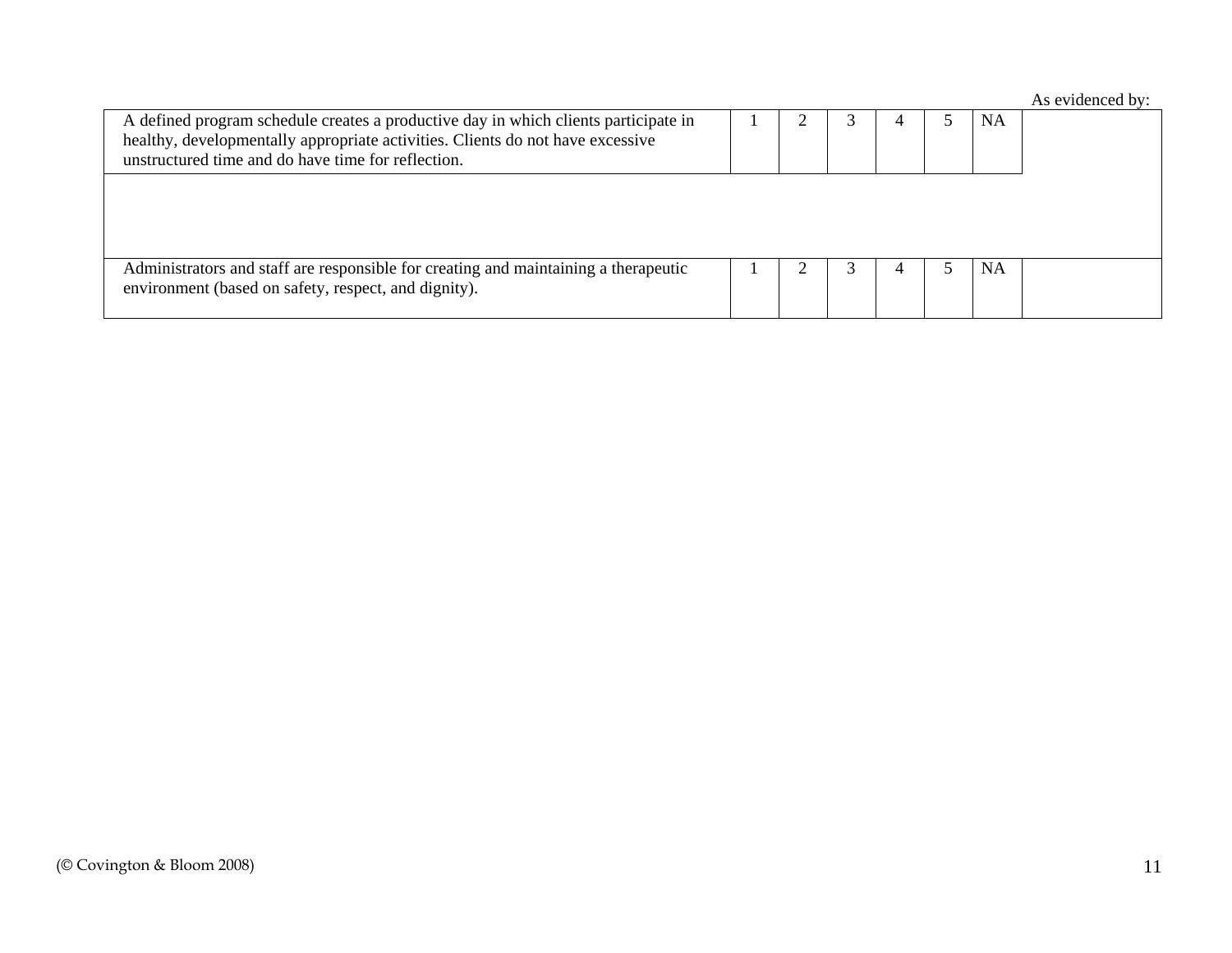| | | | | | | | As evidenced by: |
|---|---|---|---|---|---|---|---|
| A defined program schedule creates a productive day in which clients participate in healthy, developmentally appropriate activities. Clients do not have excessive unstructured time and do have time for reflection. | 1 | 2 | 3 | 4 | 5 | NA | |
| | | | | | | | |
| Administrators and staff are responsible for creating and maintaining a therapeutic environment (based on safety, respect, and dignity). | 1 | 2 | 3 | 4 | 5 | NA | |

(© Covington & Bloom 2008)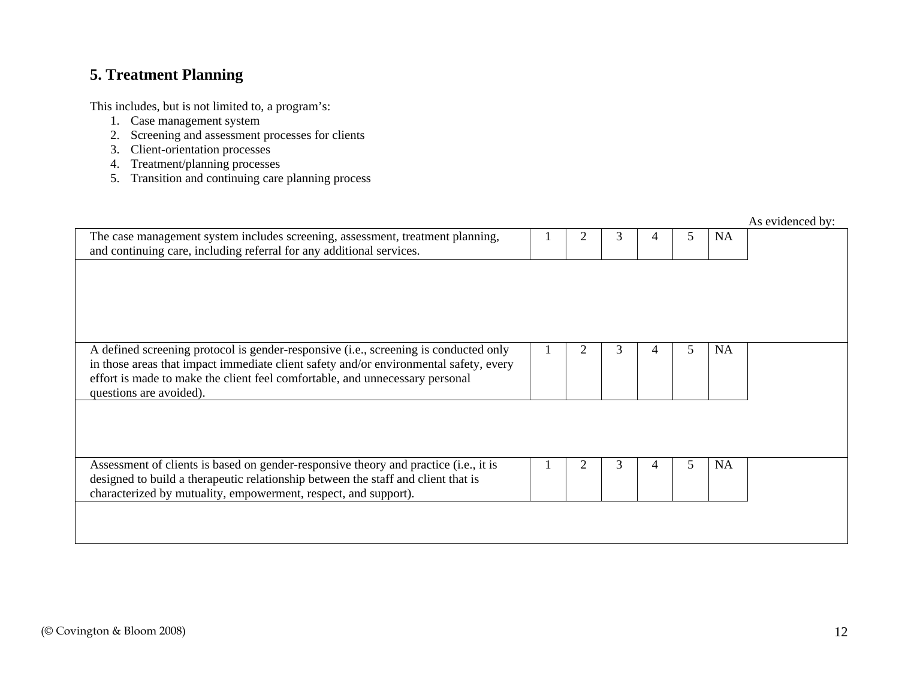## 5. Treatment Planning

This includes, but is not limited to, a program's:

1. Case management system
2. Screening and assessment processes for clients
3. Client-orientation processes
4. Treatment/planning processes
5. Transition and continuing care planning process

| | | | | | | | As evidenced by: |
|---|---|---|---|---|---|---|---|
| The case management system includes screening, assessment, treatment planning, and continuing care, including referral for any additional services. | 1 | 2 | 3 | 4 | 5 | NA | |
| | | | | | | | |
| A defined screening protocol is gender-responsive (i.e., screening is conducted only in those areas that impact immediate client safety and/or environmental safety, every effort is made to make the client feel comfortable, and unnecessary personal questions are avoided). | 1 | 2 | 3 | 4 | 5 | NA | |
| | | | | | | | |
| Assessment of clients is based on gender-responsive theory and practice (i.e., it is designed to build a therapeutic relationship between the staff and client that is characterized by mutuality, empowerment, respect, and support). | 1 | 2 | 3 | 4 | 5 | NA | |
| | | | | | | | |

(© Covington & Bloom 2008)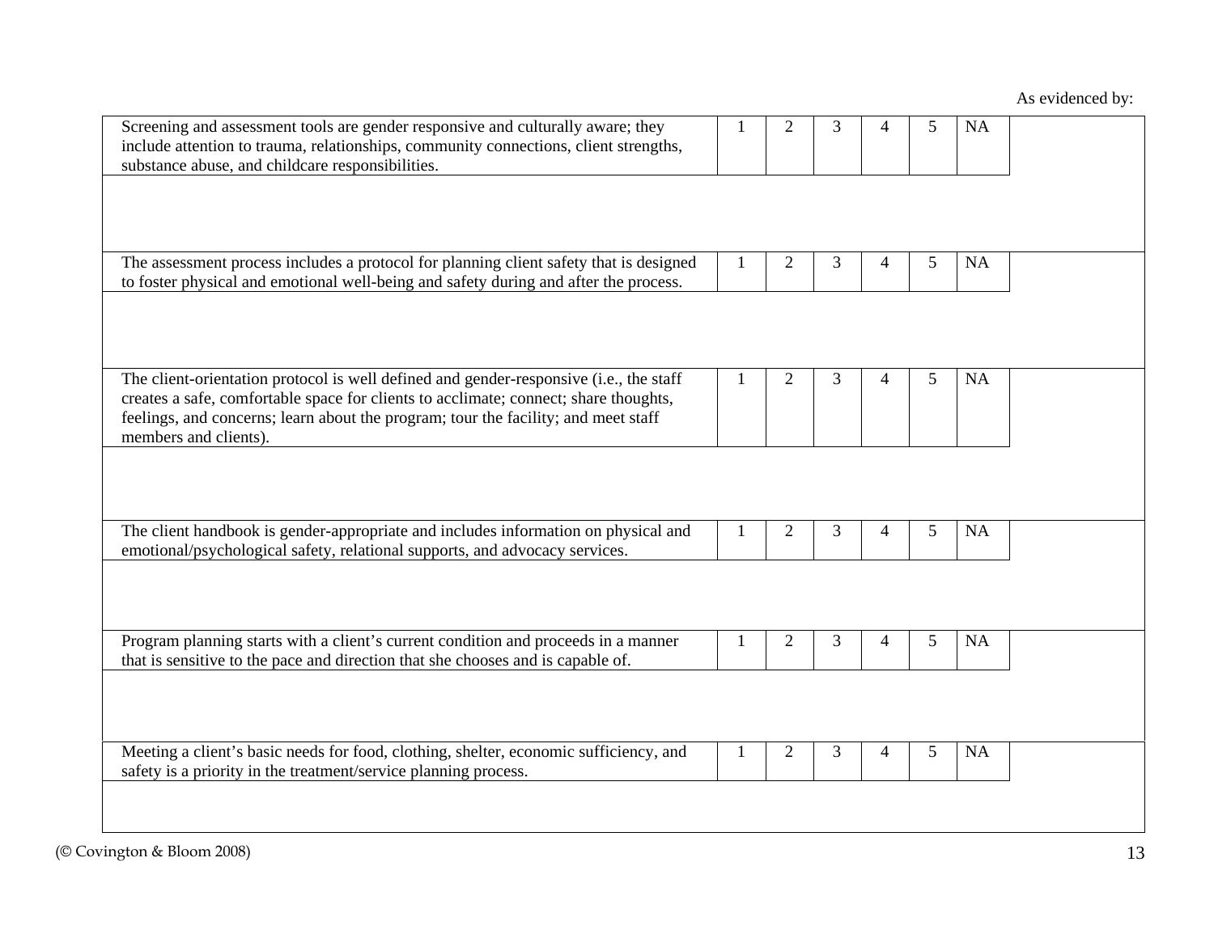| | | | | | | | As evidenced by: |
|---|---|---|---|---|---|---|---|
| Screening and assessment tools are gender responsive and culturally aware; they include attention to trauma, relationships, community connections, client strengths, substance abuse, and childcare responsibilities. | 1 | 2 | 3 | 4 | 5 | NA | |
| The assessment process includes a protocol for planning client safety that is designed to foster physical and emotional well-being and safety during and after the process. | 1 | 2 | 3 | 4 | 5 | NA | |
| The client-orientation protocol is well defined and gender-responsive (i.e., the staff creates a safe, comfortable space for clients to acclimate; connect; share thoughts, feelings, and concerns; learn about the program; tour the facility; and meet staff members and clients). | 1 | 2 | 3 | 4 | 5 | NA | |
| The client handbook is gender-appropriate and includes information on physical and emotional/psychological safety, relational supports, and advocacy services. | 1 | 2 | 3 | 4 | 5 | NA | |
| Program planning starts with a client's current condition and proceeds in a manner that is sensitive to the pace and direction that she chooses and is capable of. | 1 | 2 | 3 | 4 | 5 | NA | |
| Meeting a client's basic needs for food, clothing, shelter, economic sufficiency, and safety is a priority in the treatment/service planning process. | 1 | 2 | 3 | 4 | 5 | NA | |

(© Covington & Bloom 2008)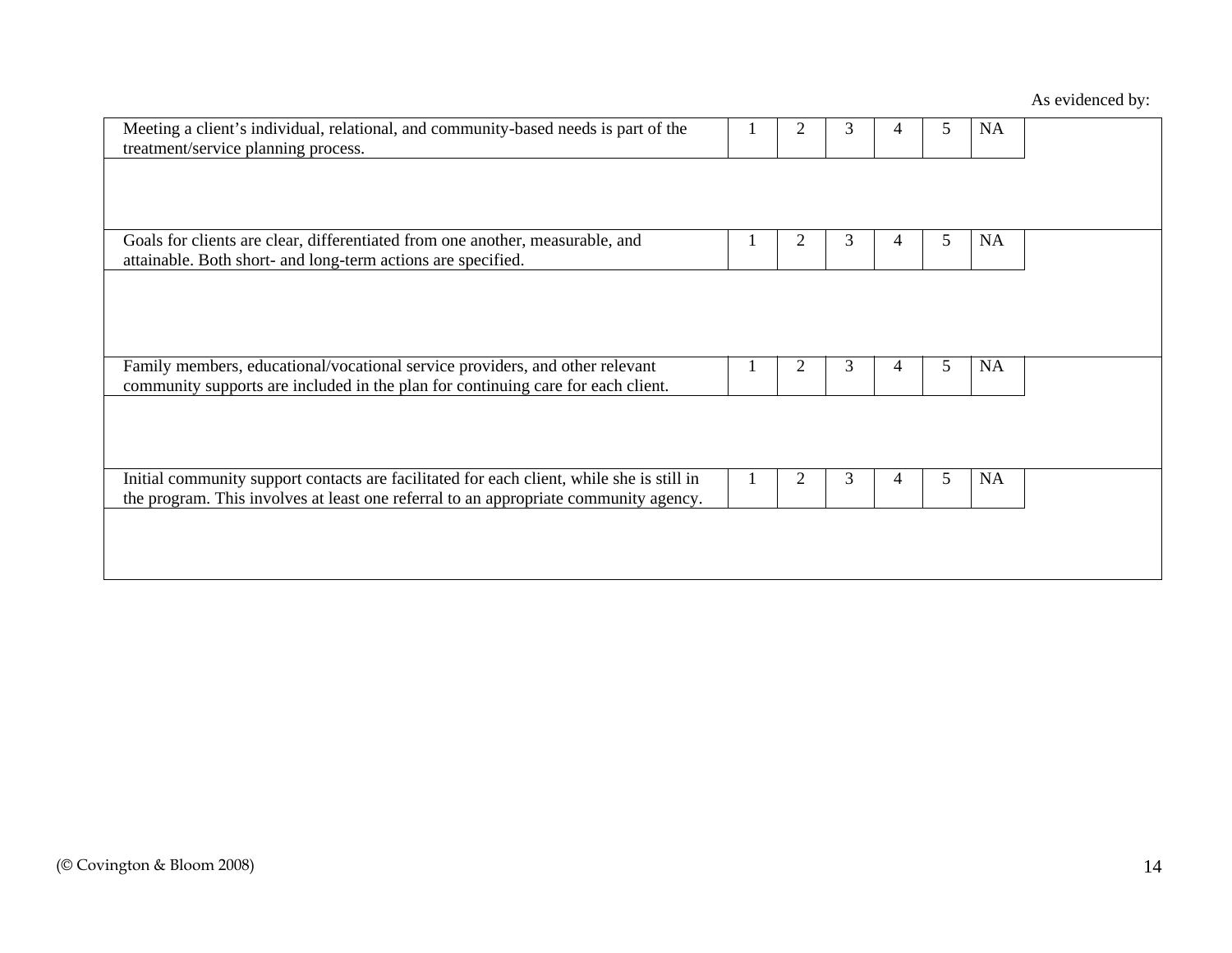As evidenced by:

| Item | 1 | 2 | 3 | 4 | 5 | NA | As evidenced by |
|---|---|---|---|---|---|---|---|
| Meeting a client's individual, relational, and community-based needs is part of the treatment/service planning process. | 1 | 2 | 3 | 4 | 5 | NA | |
| Goals for clients are clear, differentiated from one another, measurable, and attainable. Both short- and long-term actions are specified. | 1 | 2 | 3 | 4 | 5 | NA | |
| Family members, educational/vocational service providers, and other relevant community supports are included in the plan for continuing care for each client. | 1 | 2 | 3 | 4 | 5 | NA | |
| Initial community support contacts are facilitated for each client, while she is still in the program. This involves at least one referral to an appropriate community agency. | 1 | 2 | 3 | 4 | 5 | NA | |

(© Covington & Bloom 2008)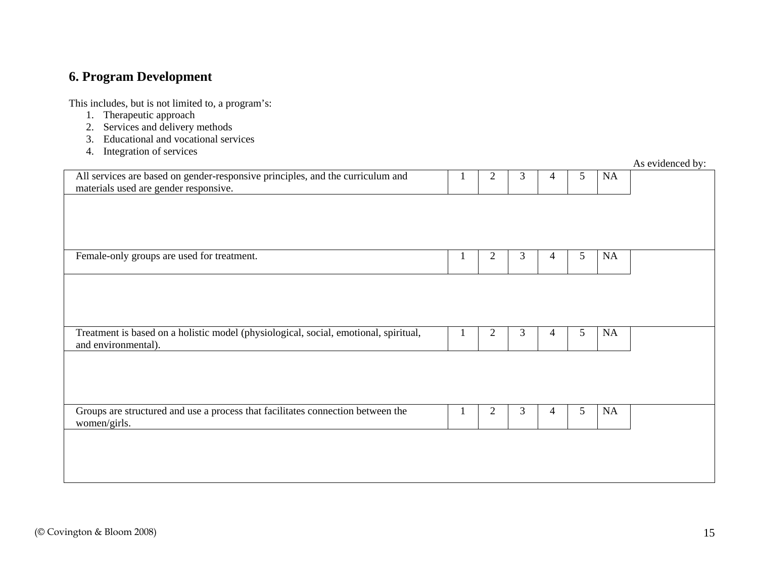## 6. Program Development

This includes, but is not limited to, a program's:

1. Therapeutic approach
2. Services and delivery methods
3. Educational and vocational services
4. Integration of services

| | | | | | | | As evidenced by: |
|---|---|---|---|---|---|---|---|
| All services are based on gender-responsive principles, and the curriculum and materials used are gender responsive. | 1 | 2 | 3 | 4 | 5 | NA | |
| | | | | | | | |
| Female-only groups are used for treatment. | 1 | 2 | 3 | 4 | 5 | NA | |
| | | | | | | | |
| Treatment is based on a holistic model (physiological, social, emotional, spiritual, and environmental). | 1 | 2 | 3 | 4 | 5 | NA | |
| | | | | | | | |
| Groups are structured and use a process that facilitates connection between the women/girls. | 1 | 2 | 3 | 4 | 5 | NA | |
| | | | | | | | |

(© Covington & Bloom 2008)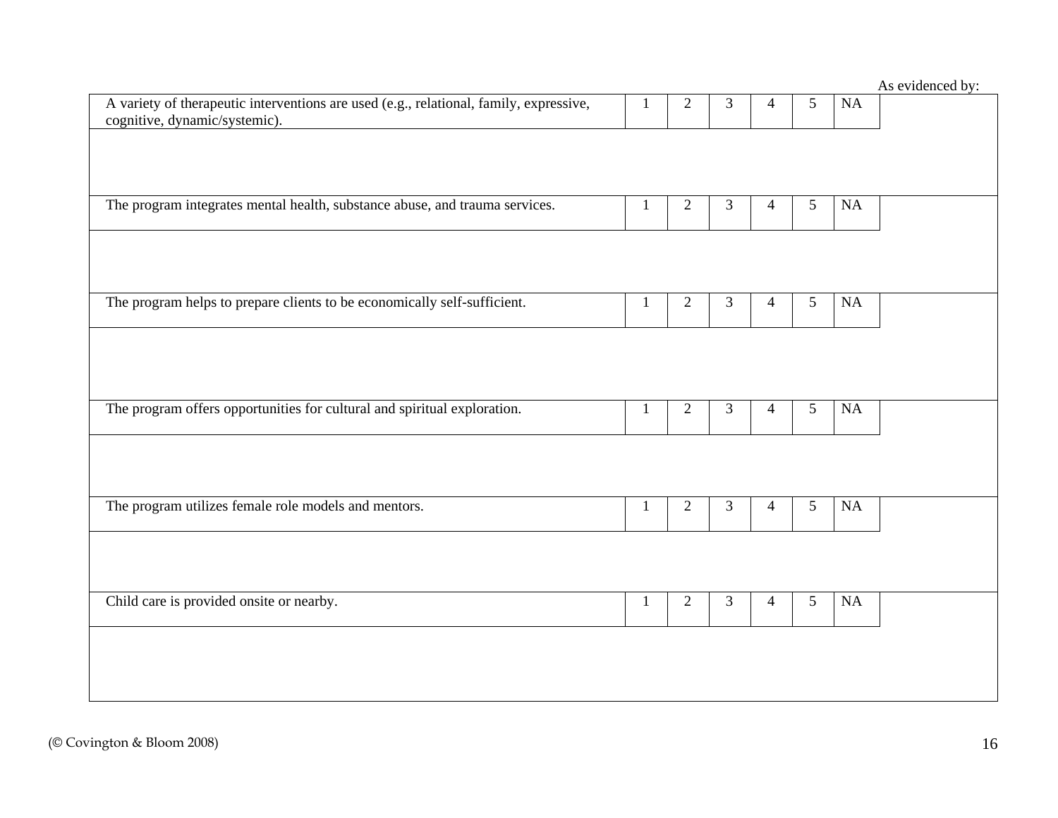| | | | | | | | As evidenced by: |
|---|---|---|---|---|---|---|---|
| A variety of therapeutic interventions are used (e.g., relational, family, expressive, cognitive, dynamic/systemic). | 1 | 2 | 3 | 4 | 5 | NA | |
| | | | | | | | |
| The program integrates mental health, substance abuse, and trauma services. | 1 | 2 | 3 | 4 | 5 | NA | |
| | | | | | | | |
| The program helps to prepare clients to be economically self-sufficient. | 1 | 2 | 3 | 4 | 5 | NA | |
| | | | | | | | |
| The program offers opportunities for cultural and spiritual exploration. | 1 | 2 | 3 | 4 | 5 | NA | |
| | | | | | | | |
| The program utilizes female role models and mentors. | 1 | 2 | 3 | 4 | 5 | NA | |
| | | | | | | | |
| Child care is provided onsite or nearby. | 1 | 2 | 3 | 4 | 5 | NA | |
| | | | | | | | |

(© Covington & Bloom 2008)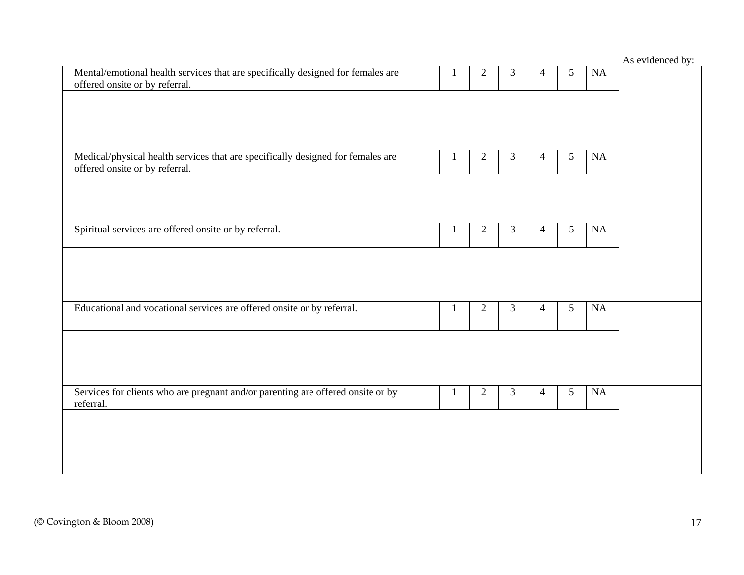| | | | | | | | As evidenced by: |
|---|---|---|---|---|---|---|---|
| Mental/emotional health services that are specifically designed for females are offered onsite or by referral. | 1 | 2 | 3 | 4 | 5 | NA | |
| Medical/physical health services that are specifically designed for females are offered onsite or by referral. | 1 | 2 | 3 | 4 | 5 | NA | |
| Spiritual services are offered onsite or by referral. | 1 | 2 | 3 | 4 | 5 | NA | |
| Educational and vocational services are offered onsite or by referral. | 1 | 2 | 3 | 4 | 5 | NA | |
| Services for clients who are pregnant and/or parenting are offered onsite or by referral. | 1 | 2 | 3 | 4 | 5 | NA | |

(© Covington & Bloom 2008)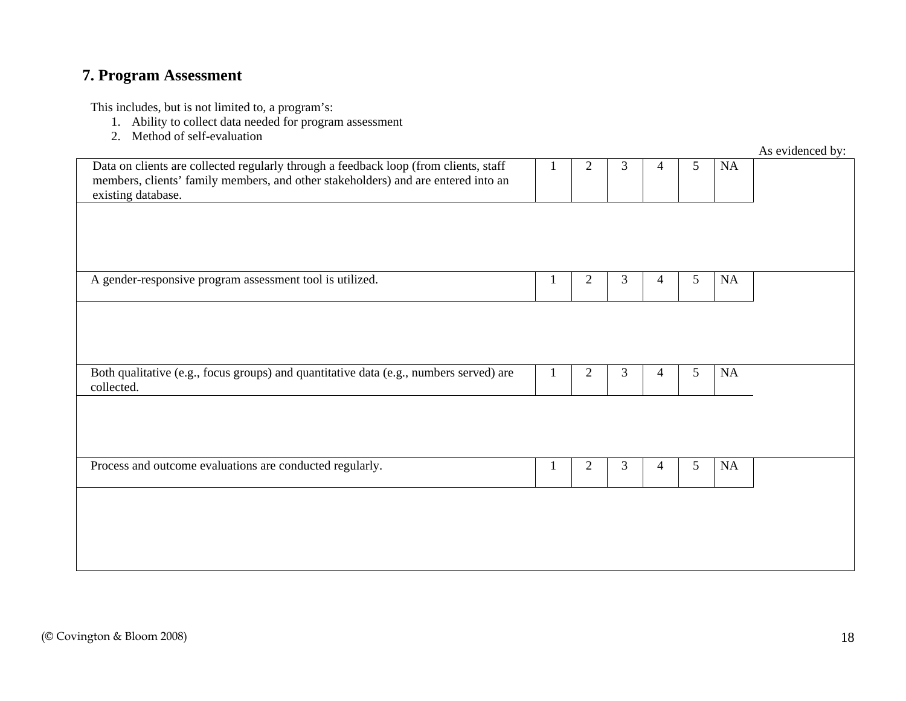## 7. Program Assessment

This includes, but is not limited to, a program's:

1. Ability to collect data needed for program assessment
2. Method of self-evaluation

| | | | | | | | As evidenced by: |
|---|---|---|---|---|---|---|---|
| Data on clients are collected regularly through a feedback loop (from clients, staff members, clients' family members, and other stakeholders) and are entered into an existing database. | 1 | 2 | 3 | 4 | 5 | NA | |
| A gender-responsive program assessment tool is utilized. | 1 | 2 | 3 | 4 | 5 | NA | |
| Both qualitative (e.g., focus groups) and quantitative data (e.g., numbers served) are collected. | 1 | 2 | 3 | 4 | 5 | NA | |
| Process and outcome evaluations are conducted regularly. | 1 | 2 | 3 | 4 | 5 | NA | |

(© Covington & Bloom 2008)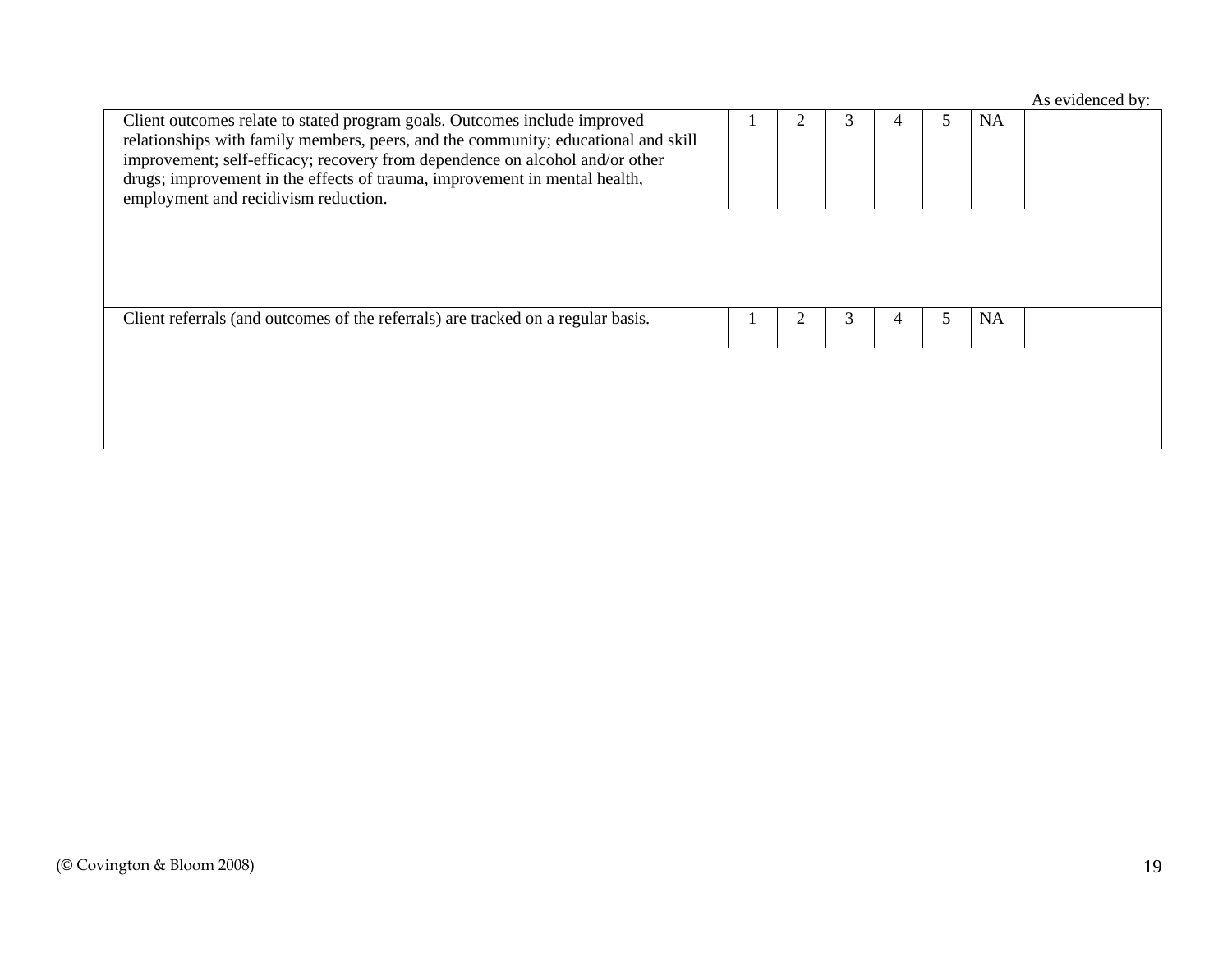| | | | | | | | As evidenced by: |
|---|---|---|---|---|---|---|---|
| Client outcomes relate to stated program goals. Outcomes include improved relationships with family members, peers, and the community; educational and skill improvement; self-efficacy; recovery from dependence on alcohol and/or other drugs; improvement in the effects of trauma, improvement in mental health, employment and recidivism reduction. | 1 | 2 | 3 | 4 | 5 | NA | |
| Client referrals (and outcomes of the referrals) are tracked on a regular basis. | 1 | 2 | 3 | 4 | 5 | NA | |

(© Covington & Bloom 2008)